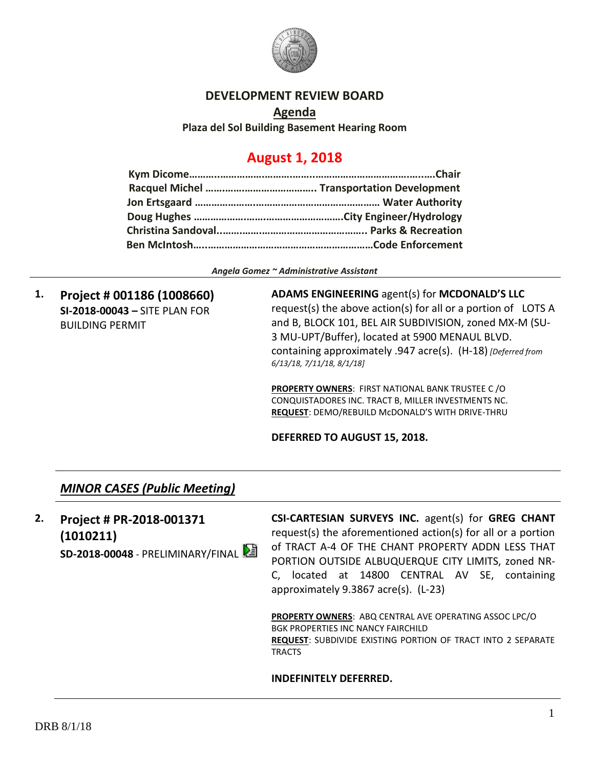# DEVELOPMENT REVIEW BOARD

## Agenda

**Plaza del Sol Building Basement Hearing Room**

## August 1, 2018

**Kym Dicome……………………………………………………………Chair**
**Racquel Michel ………………………………… Transportation Development**
**Jon Ertsgaard ………………………………………………… Water Authority**
**Doug Hughes ……………………………………………City Engineer/Hydrology**
**Christina Sandoval………………………………………….. Parks & Recreation**
**Ben McIntosh……………………………………………………Code Enforcement**

*Angela Gomez ~ Administrative Assistant*

---

**1. Project # 001186 (1008660)**
**SI-2018-00043 –** SITE PLAN FOR BUILDING PERMIT

**ADAMS ENGINEERING** agent(s) for **MCDONALD'S LLC** request(s) the above action(s) for all or a portion of LOTS A and B, BLOCK 101, BEL AIR SUBDIVISION, zoned MX-M (SU-3 MU-UPT/Buffer), located at 5900 MENAUL BLVD. containing approximately .947 acre(s). (H-18) *[Deferred from 6/13/18, 7/11/18, 8/1/18]*

**PROPERTY OWNERS**: FIRST NATIONAL BANK TRUSTEE C /O CONQUISTADORES INC. TRACT B, MILLER INVESTMENTS NC.
**REQUEST**: DEMO/REBUILD McDONALD'S WITH DRIVE-THRU

**DEFERRED TO AUGUST 15, 2018.**

---

## *MINOR CASES (Public Meeting)*

---

**2. Project # PR-2018-001371 (1010211)**
**SD-2018-00048** - PRELIMINARY/FINAL

**CSI-CARTESIAN SURVEYS INC.** agent(s) for **GREG CHANT** request(s) the aforementioned action(s) for all or a portion of TRACT A-4 OF THE CHANT PROPERTY ADDN LESS THAT PORTION OUTSIDE ALBUQUERQUE CITY LIMITS, zoned NR-C, located at 14800 CENTRAL AV SE, containing approximately 9.3867 acre(s). (L-23)

**PROPERTY OWNERS**: ABQ CENTRAL AVE OPERATING ASSOC LPC/O BGK PROPERTIES INC NANCY FAIRCHILD
**REQUEST**: SUBDIVIDE EXISTING PORTION OF TRACT INTO 2 SEPARATE TRACTS

**INDEFINITELY DEFERRED.**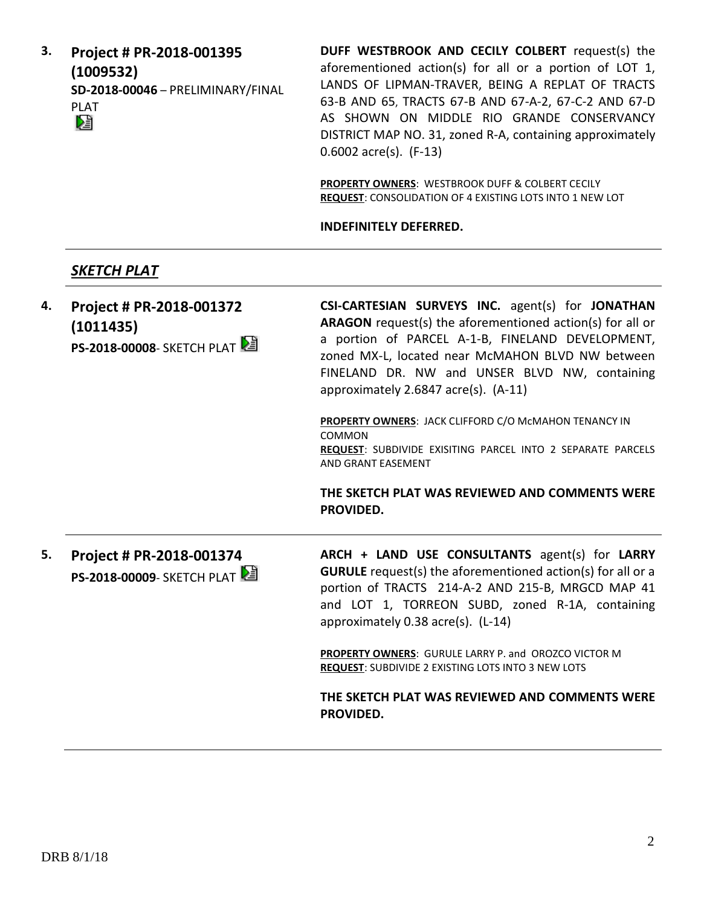3. **Project # PR-2018-001395 (1009532)**
**SD-2018-00046** – PRELIMINARY/FINAL PLAT

**DUFF WESTBROOK AND CECILY COLBERT** request(s) the aforementioned action(s) for all or a portion of LOT 1, LANDS OF LIPMAN-TRAVER, BEING A REPLAT OF TRACTS 63-B AND 65, TRACTS 67-B AND 67-A-2, 67-C-2 AND 67-D AS SHOWN ON MIDDLE RIO GRANDE CONSERVANCY DISTRICT MAP NO. 31, zoned R-A, containing approximately 0.6002 acre(s). (F-13)

**PROPERTY OWNERS**: WESTBROOK DUFF & COLBERT CECILY
**REQUEST**: CONSOLIDATION OF 4 EXISTING LOTS INTO 1 NEW LOT

**INDEFINITELY DEFERRED.**

---

***SKETCH PLAT***

---

4. **Project # PR-2018-001372 (1011435)**
**PS-2018-00008**- SKETCH PLAT

**CSI-CARTESIAN SURVEYS INC.** agent(s) for **JONATHAN ARAGON** request(s) the aforementioned action(s) for all or a portion of PARCEL A-1-B, FINELAND DEVELOPMENT, zoned MX-L, located near McMAHON BLVD NW between FINELAND DR. NW and UNSER BLVD NW, containing approximately 2.6847 acre(s). (A-11)

**PROPERTY OWNERS**: JACK CLIFFORD C/O McMAHON TENANCY IN COMMON
**REQUEST**: SUBDIVIDE EXISITING PARCEL INTO 2 SEPARATE PARCELS AND GRANT EASEMENT

**THE SKETCH PLAT WAS REVIEWED AND COMMENTS WERE PROVIDED.**

---

5. **Project # PR-2018-001374**
**PS-2018-00009**- SKETCH PLAT

**ARCH + LAND USE CONSULTANTS** agent(s) for **LARRY GURULE** request(s) the aforementioned action(s) for all or a portion of TRACTS 214-A-2 AND 215-B, MRGCD MAP 41 and LOT 1, TORREON SUBD, zoned R-1A, containing approximately 0.38 acre(s). (L-14)

**PROPERTY OWNERS**: GURULE LARRY P. and OROZCO VICTOR M
**REQUEST**: SUBDIVIDE 2 EXISTING LOTS INTO 3 NEW LOTS

**THE SKETCH PLAT WAS REVIEWED AND COMMENTS WERE PROVIDED.**

---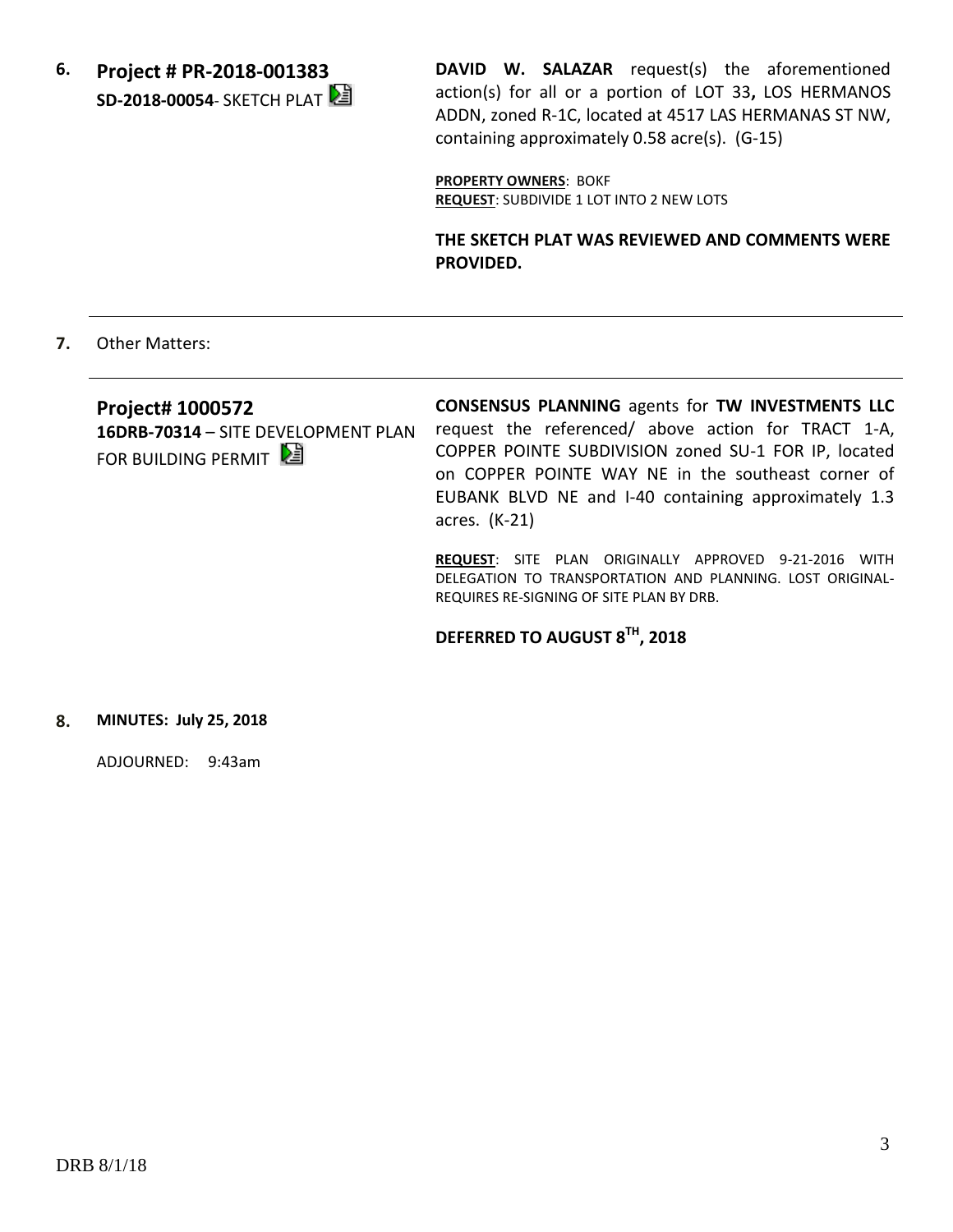**6. Project # PR-2018-001383**
**SD-2018-00054**- SKETCH PLAT

**DAVID W. SALAZAR** request(s) the aforementioned action(s) for all or a portion of LOT 33**,** LOS HERMANOS ADDN, zoned R-1C, located at 4517 LAS HERMANAS ST NW, containing approximately 0.58 acre(s). (G-15)

**PROPERTY OWNERS**: BOKF
**REQUEST**: SUBDIVIDE 1 LOT INTO 2 NEW LOTS

**THE SKETCH PLAT WAS REVIEWED AND COMMENTS WERE PROVIDED.**

---

**7.** Other Matters:

---

**Project# 1000572**
**16DRB-70314** – SITE DEVELOPMENT PLAN FOR BUILDING PERMIT

**CONSENSUS PLANNING** agents for **TW INVESTMENTS LLC** request the referenced/ above action for TRACT 1-A, COPPER POINTE SUBDIVISION zoned SU-1 FOR IP, located on COPPER POINTE WAY NE in the southeast corner of EUBANK BLVD NE and I-40 containing approximately 1.3 acres. (K-21)

**REQUEST**: SITE PLAN ORIGINALLY APPROVED 9-21-2016 WITH DELEGATION TO TRANSPORTATION AND PLANNING. LOST ORIGINAL-REQUIRES RE-SIGNING OF SITE PLAN BY DRB.

**DEFERRED TO AUGUST 8TH, 2018**

**8. MINUTES: July 25, 2018**

ADJOURNED: 9:43am